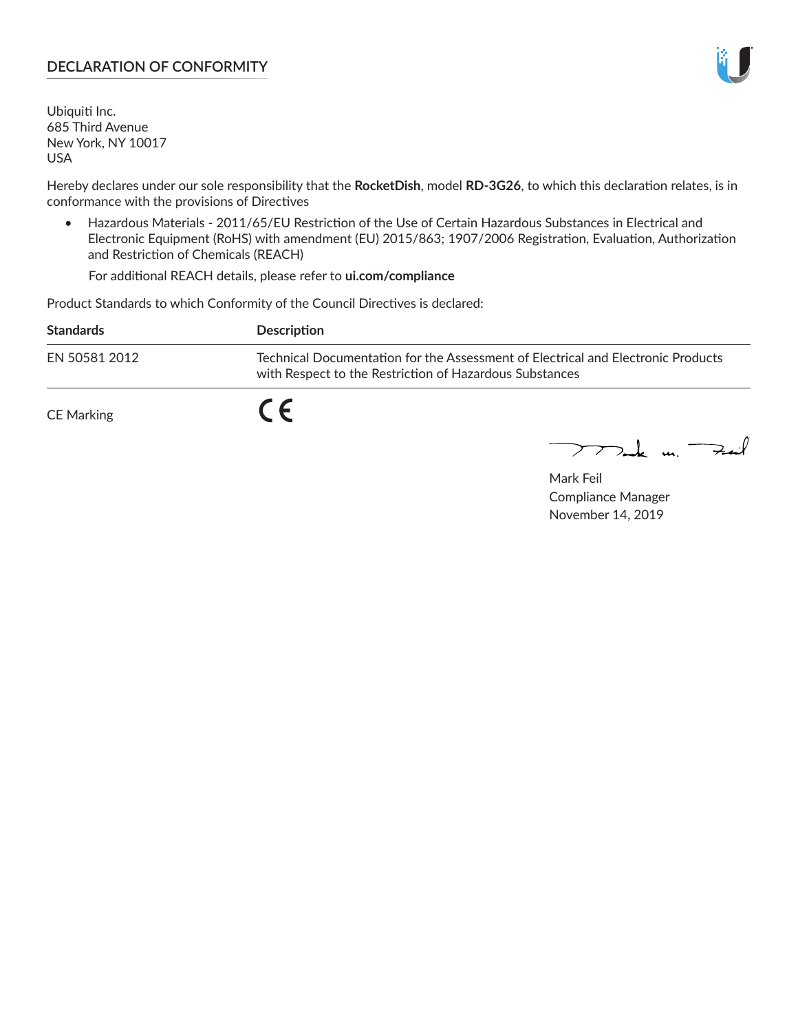## DECLARATION OF CONFORMITY

Ubiquiti Inc.
685 Third Avenue
New York, NY 10017
USA

Hereby declares under our sole responsibility that the **RocketDish**, model **RD-3G26**, to which this declaration relates, is in conformance with the provisions of Directives

- Hazardous Materials - 2011/65/EU Restriction of the Use of Certain Hazardous Substances in Electrical and Electronic Equipment (RoHS) with amendment (EU) 2015/863; 1907/2006 Registration, Evaluation, Authorization and Restriction of Chemicals (REACH)

  For additional REACH details, please refer to **ui.com/compliance**

Product Standards to which Conformity of the Council Directives is declared:

| Standards | Description |
|---|---|
| EN 50581 2012 | Technical Documentation for the Assessment of Electrical and Electronic Products with Respect to the Restriction of Hazardous Substances |

CE Marking CE

Mark Feil
Compliance Manager
November 14, 2019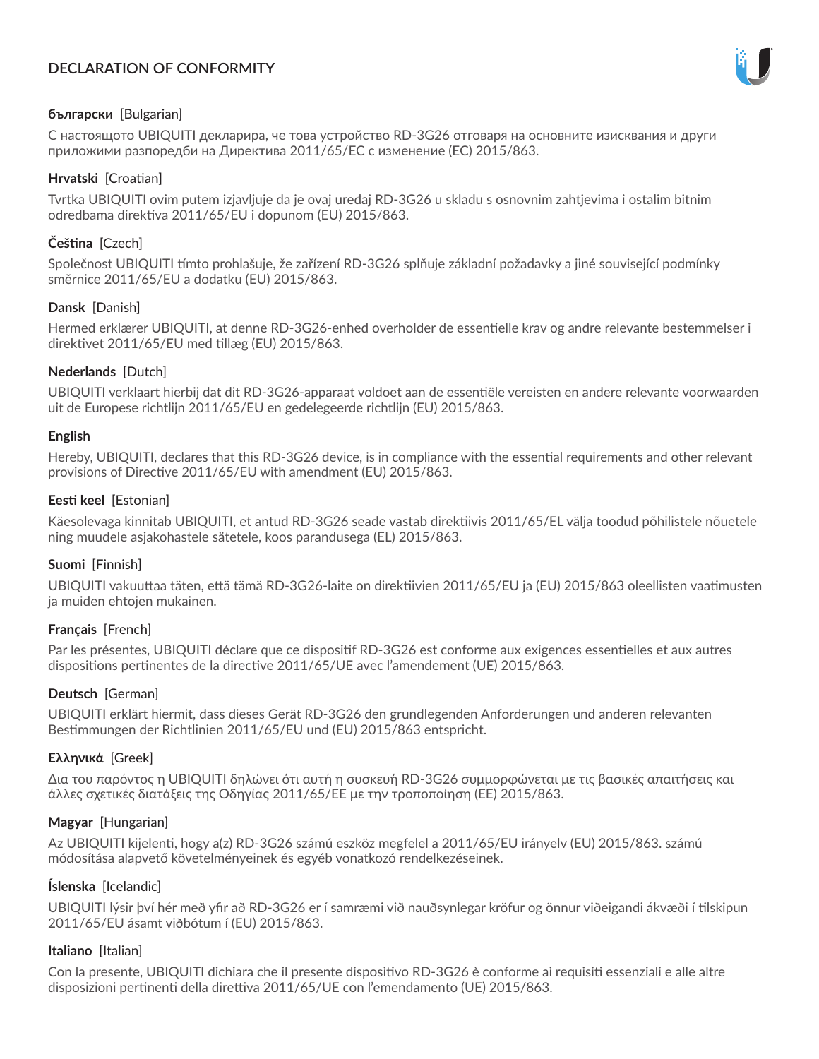# DECLARATION OF CONFORMITY

**български** [Bulgarian]

С настоящото UBIQUITI декларира, че това устройство RD-3G26 отговаря на основните изисквания и други приложими разпоредби на Директива 2011/65/ЕС с изменение (ЕС) 2015/863.

**Hrvatski** [Croatian]

Tvrtka UBIQUITI ovim putem izjavljuje da je ovaj uređaj RD-3G26 u skladu s osnovnim zahtjevima i ostalim bitnim odredbama direktiva 2011/65/EU i dopunom (EU) 2015/863.

**Čeština** [Czech]

Společnost UBIQUITI tímto prohlašuje, že zařízení RD-3G26 splňuje základní požadavky a jiné související podmínky směrnice 2011/65/EU a dodatku (EU) 2015/863.

**Dansk** [Danish]

Hermed erklærer UBIQUITI, at denne RD-3G26-enhed overholder de essentielle krav og andre relevante bestemmelser i direktivet 2011/65/EU med tillæg (EU) 2015/863.

**Nederlands** [Dutch]

UBIQUITI verklaart hierbij dat dit RD-3G26-apparaat voldoet aan de essentiële vereisten en andere relevante voorwaarden uit de Europese richtlijn 2011/65/EU en gedelegeerde richtlijn (EU) 2015/863.

**English**

Hereby, UBIQUITI, declares that this RD-3G26 device, is in compliance with the essential requirements and other relevant provisions of Directive 2011/65/EU with amendment (EU) 2015/863.

**Eesti keel** [Estonian]

Käesolevaga kinnitab UBIQUITI, et antud RD-3G26 seade vastab direktiivis 2011/65/EL välja toodud põhilistele nõuetele ning muudele asjakohastele sätetele, koos parandusega (EL) 2015/863.

**Suomi** [Finnish]

UBIQUITI vakuuttaa täten, että tämä RD-3G26-laite on direktiivien 2011/65/EU ja (EU) 2015/863 oleellisten vaatimusten ja muiden ehtojen mukainen.

**Français** [French]

Par les présentes, UBIQUITI déclare que ce dispositif RD-3G26 est conforme aux exigences essentielles et aux autres dispositions pertinentes de la directive 2011/65/UE avec l'amendement (UE) 2015/863.

**Deutsch** [German]

UBIQUITI erklärt hiermit, dass dieses Gerät RD-3G26 den grundlegenden Anforderungen und anderen relevanten Bestimmungen der Richtlinien 2011/65/EU und (EU) 2015/863 entspricht.

**Ελληνικά** [Greek]

Δια του παρόντος η UBIQUITI δηλώνει ότι αυτή η συσκευή RD-3G26 συμμορφώνεται με τις βασικές απαιτήσεις και άλλες σχετικές διατάξεις της Οδηγίας 2011/65/ΕΕ με την τροποποίηση (ΕΕ) 2015/863.

**Magyar** [Hungarian]

Az UBIQUITI kijelenti, hogy a(z) RD-3G26 számú eszköz megfelel a 2011/65/EU irányelv (EU) 2015/863. számú módosítása alapvető követelményeinek és egyéb vonatkozó rendelkezéseinek.

**Íslenska** [Icelandic]

UBIQUITI lýsir því hér með yfir að RD-3G26 er í samræmi við nauðsynlegar kröfur og önnur viðeigandi ákvæði í tilskipun 2011/65/EU ásamt viðbótum í (EU) 2015/863.

**Italiano** [Italian]

Con la presente, UBIQUITI dichiara che il presente dispositivo RD-3G26 è conforme ai requisiti essenziali e alle altre disposizioni pertinenti della direttiva 2011/65/UE con l'emendamento (UE) 2015/863.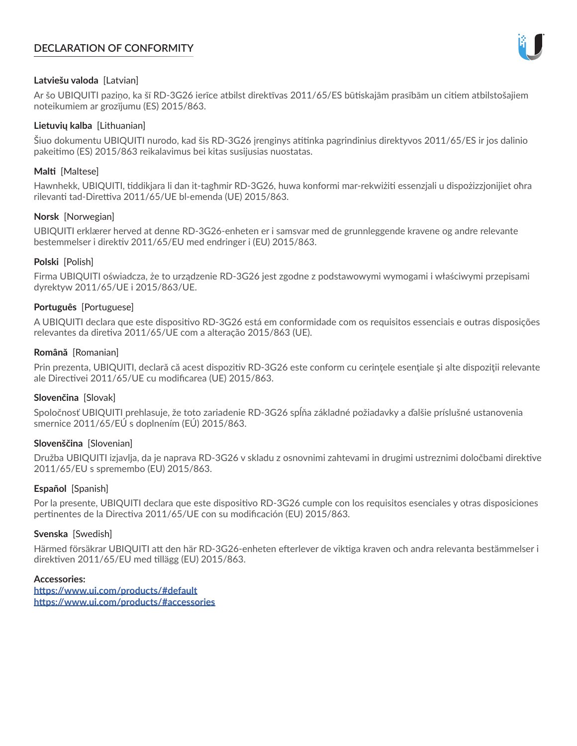DECLARATION OF CONFORMITY

**Latviešu valoda** [Latvian]

Ar šo UBIQUITI paziņo, ka šī RD-3G26 ierīce atbilst direktīvas 2011/65/ES būtiskajām prasībām un citiem atbilstošajiem noteikumiem ar grozījumu (ES) 2015/863.

**Lietuvių kalba** [Lithuanian]

Šiuo dokumentu UBIQUITI nurodo, kad šis RD-3G26 įrenginys atitinka pagrindinius direktyvos 2011/65/ES ir jos dalinio pakeitimo (ES) 2015/863 reikalavimus bei kitas susijusias nuostatas.

**Malti** [Maltese]

Hawnhekk, UBIQUITI, tiddikjara li dan it-tagħmir RD-3G26, huwa konformi mar-rekwiżiti essenzjali u dispożizzjonijiet oħra rilevanti tad-Direttiva 2011/65/UE bl-emenda (UE) 2015/863.

**Norsk** [Norwegian]

UBIQUITI erklærer herved at denne RD-3G26-enheten er i samsvar med de grunnleggende kravene og andre relevante bestemmelser i direktiv 2011/65/EU med endringer i (EU) 2015/863.

**Polski** [Polish]

Firma UBIQUITI oświadcza, że to urządzenie RD-3G26 jest zgodne z podstawowymi wymogami i właściwymi przepisami dyrektyw 2011/65/UE i 2015/863/UE.

**Português** [Portuguese]

A UBIQUITI declara que este dispositivo RD-3G26 está em conformidade com os requisitos essenciais e outras disposições relevantes da diretiva 2011/65/UE com a alteração 2015/863 (UE).

**Română** [Romanian]

Prin prezenta, UBIQUITI, declară că acest dispozitiv RD-3G26 este conform cu cerinţele esenţiale şi alte dispoziţii relevante ale Directivei 2011/65/UE cu modificarea (UE) 2015/863.

**Slovenčina** [Slovak]

Spoločnosť UBIQUITI prehlasuje, že toto zariadenie RD-3G26 spĺňa základné požiadavky a ďalšie príslušné ustanovenia smernice 2011/65/EÚ s doplnením (EÚ) 2015/863.

**Slovenščina** [Slovenian]

Družba UBIQUITI izjavlja, da je naprava RD-3G26 v skladu z osnovnimi zahtevami in drugimi ustreznimi določbami direktive 2011/65/EU s spremembo (EU) 2015/863.

**Español** [Spanish]

Por la presente, UBIQUITI declara que este dispositivo RD-3G26 cumple con los requisitos esenciales y otras disposiciones pertinentes de la Directiva 2011/65/UE con su modificación (EU) 2015/863.

**Svenska** [Swedish]

Härmed försäkrar UBIQUITI att den här RD-3G26-enheten efterlever de viktiga kraven och andra relevanta bestämmelser i direktiven 2011/65/EU med tillägg (EU) 2015/863.

**Accessories:**
**https://www.ui.com/products/#default**
**https://www.ui.com/products/#accessories**